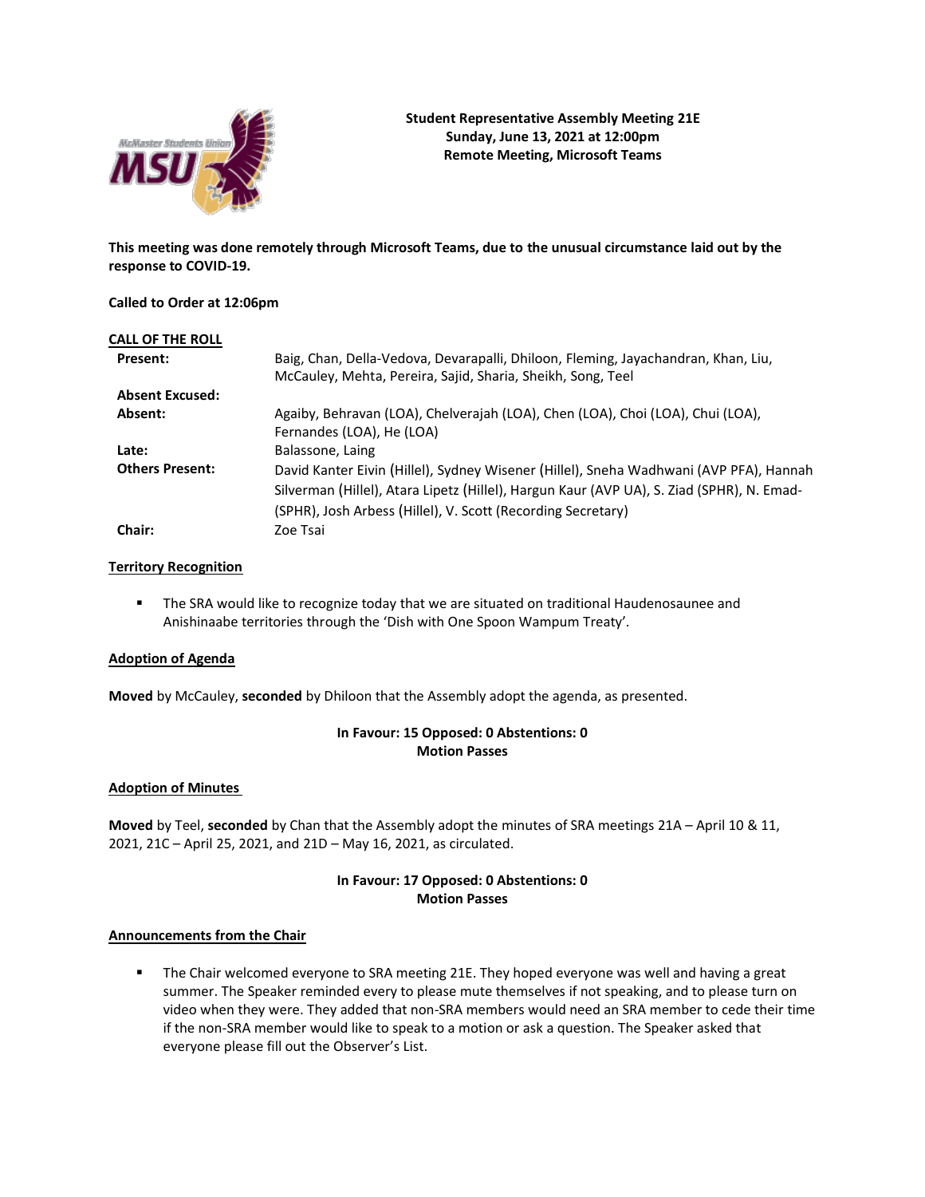**Student Representative Assembly Meeting 21E**
**Sunday, June 13, 2021 at 12:00pm**
**Remote Meeting, Microsoft Teams**

**This meeting was done remotely through Microsoft Teams, due to the unusual circumstance laid out by the response to COVID-19.**

**Called to Order at 12:06pm**

**CALL OF THE ROLL**

| | |
|---|---|
| **Present:** | Baig, Chan, Della-Vedova, Devarapalli, Dhiloon, Fleming, Jayachandran, Khan, Liu, McCauley, Mehta, Pereira, Sajid, Sharia, Sheikh, Song, Teel |
| **Absent Excused:** | |
| **Absent:** | Agaiby, Behravan (LOA), Chelverajah (LOA), Chen (LOA), Choi (LOA), Chui (LOA), Fernandes (LOA), He (LOA) |
| **Late:** | Balassone, Laing |
| **Others Present:** | David Kanter Eivin (Hillel), Sydney Wisener (Hillel), Sneha Wadhwani (AVP PFA), Hannah Silverman (Hillel), Atara Lipetz (Hillel), Hargun Kaur (AVP UA), S. Ziad (SPHR), N. Emad-(SPHR), Josh Arbess (Hillel), V. Scott (Recording Secretary) |
| **Chair:** | Zoe Tsai |

**Territory Recognition**

- The SRA would like to recognize today that we are situated on traditional Haudenosaunee and Anishinaabe territories through the 'Dish with One Spoon Wampum Treaty'.

**Adoption of Agenda**

**Moved** by McCauley, **seconded** by Dhiloon that the Assembly adopt the agenda, as presented.

**In Favour: 15 Opposed: 0 Abstentions: 0**
**Motion Passes**

**Adoption of Minutes**

**Moved** by Teel, **seconded** by Chan that the Assembly adopt the minutes of SRA meetings 21A – April 10 & 11, 2021, 21C – April 25, 2021, and 21D – May 16, 2021, as circulated.

**In Favour: 17 Opposed: 0 Abstentions: 0**
**Motion Passes**

**Announcements from the Chair**

- The Chair welcomed everyone to SRA meeting 21E. They hoped everyone was well and having a great summer. The Speaker reminded every to please mute themselves if not speaking, and to please turn on video when they were. They added that non-SRA members would need an SRA member to cede their time if the non-SRA member would like to speak to a motion or ask a question. The Speaker asked that everyone please fill out the Observer's List.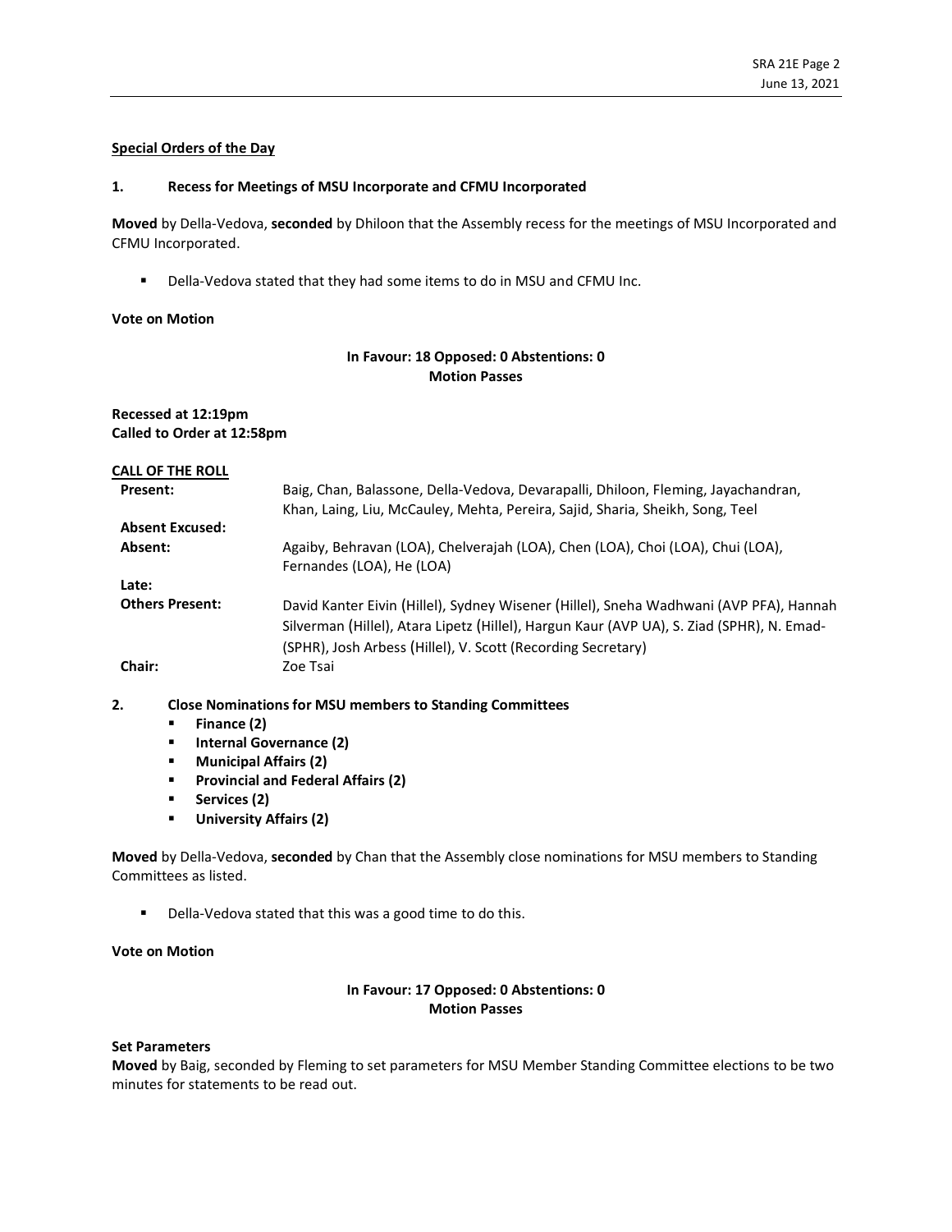**Special Orders of the Day**

**1. Recess for Meetings of MSU Incorporate and CFMU Incorporated**

**Moved** by Della-Vedova, **seconded** by Dhiloon that the Assembly recess for the meetings of MSU Incorporated and CFMU Incorporated.

- Della-Vedova stated that they had some items to do in MSU and CFMU Inc.

**Vote on Motion**

**In Favour: 18 Opposed: 0 Abstentions: 0**
**Motion Passes**

**Recessed at 12:19pm**
**Called to Order at 12:58pm**

**CALL OF THE ROLL**

| | |
|---|---|
| **Present:** | Baig, Chan, Balassone, Della-Vedova, Devarapalli, Dhiloon, Fleming, Jayachandran, Khan, Laing, Liu, McCauley, Mehta, Pereira, Sajid, Sharia, Sheikh, Song, Teel |
| **Absent Excused:** | |
| **Absent:** | Agaiby, Behravan (LOA), Chelverajah (LOA), Chen (LOA), Choi (LOA), Chui (LOA), Fernandes (LOA), He (LOA) |
| **Late:** | |
| **Others Present:** | David Kanter Eivin (Hillel), Sydney Wisener (Hillel), Sneha Wadhwani (AVP PFA), Hannah Silverman (Hillel), Atara Lipetz (Hillel), Hargun Kaur (AVP UA), S. Ziad (SPHR), N. Emad-(SPHR), Josh Arbess (Hillel), V. Scott (Recording Secretary) |
| **Chair:** | Zoe Tsai |

**2. Close Nominations for MSU members to Standing Committees**

- **Finance (2)**
- **Internal Governance (2)**
- **Municipal Affairs (2)**
- **Provincial and Federal Affairs (2)**
- **Services (2)**
- **University Affairs (2)**

**Moved** by Della-Vedova, **seconded** by Chan that the Assembly close nominations for MSU members to Standing Committees as listed.

- Della-Vedova stated that this was a good time to do this.

**Vote on Motion**

**In Favour: 17 Opposed: 0 Abstentions: 0**
**Motion Passes**

**Set Parameters**

**Moved** by Baig, seconded by Fleming to set parameters for MSU Member Standing Committee elections to be two minutes for statements to be read out.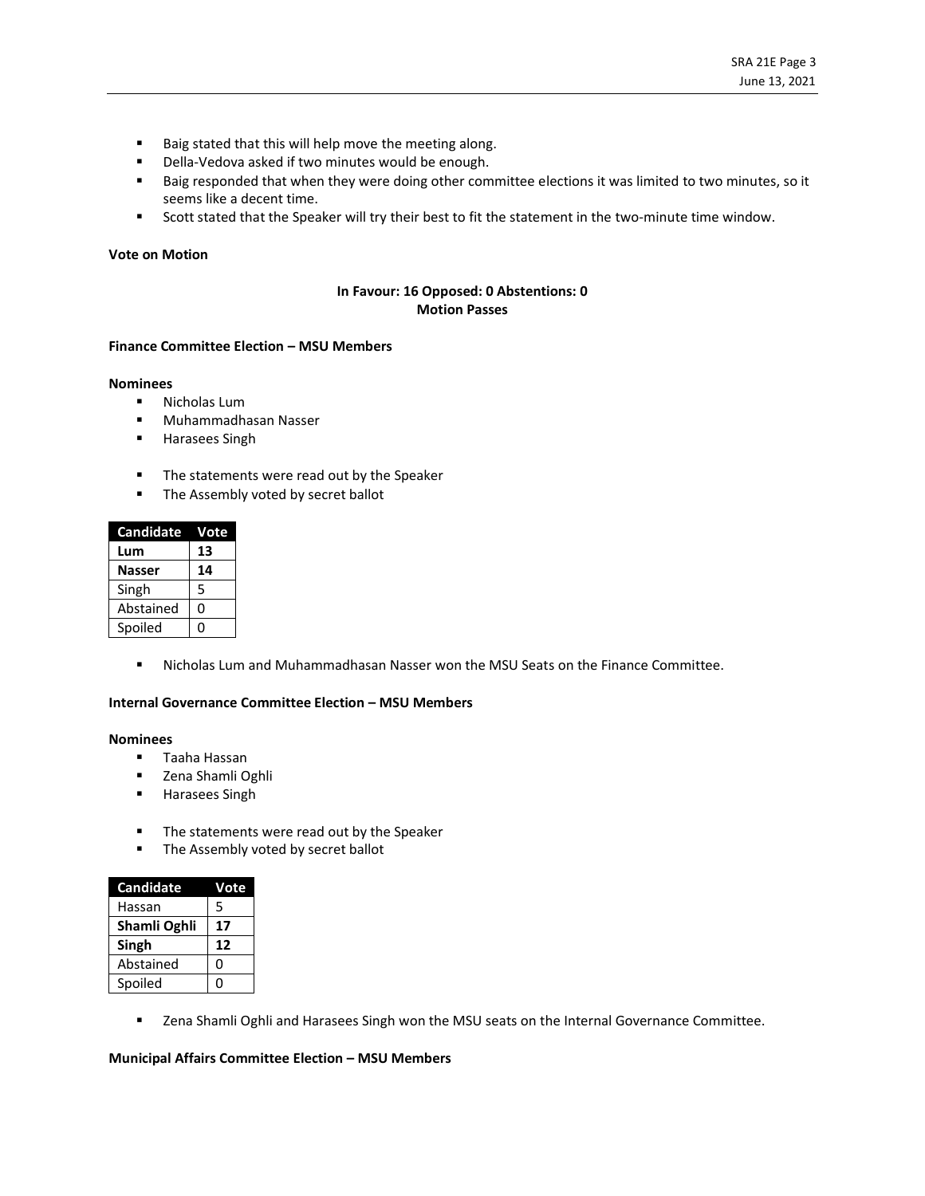- Baig stated that this will help move the meeting along.
- Della-Vedova asked if two minutes would be enough.
- Baig responded that when they were doing other committee elections it was limited to two minutes, so it seems like a decent time.
- Scott stated that the Speaker will try their best to fit the statement in the two-minute time window.

**Vote on Motion**

**In Favour: 16 Opposed: 0 Abstentions: 0**
**Motion Passes**

**Finance Committee Election – MSU Members**

**Nominees**
- Nicholas Lum
- Muhammadhasan Nasser
- Harasees Singh

- The statements were read out by the Speaker
- The Assembly voted by secret ballot

| Candidate | Vote |
|---|---|
| **Lum** | **13** |
| **Nasser** | **14** |
| Singh | 5 |
| Abstained | 0 |
| Spoiled | 0 |

- Nicholas Lum and Muhammadhasan Nasser won the MSU Seats on the Finance Committee.

**Internal Governance Committee Election – MSU Members**

**Nominees**
- Taaha Hassan
- Zena Shamli Oghli
- Harasees Singh

- The statements were read out by the Speaker
- The Assembly voted by secret ballot

| Candidate | Vote |
|---|---|
| Hassan | 5 |
| **Shamli Oghli** | **17** |
| **Singh** | **12** |
| Abstained | 0 |
| Spoiled | 0 |

- Zena Shamli Oghli and Harasees Singh won the MSU seats on the Internal Governance Committee.

**Municipal Affairs Committee Election – MSU Members**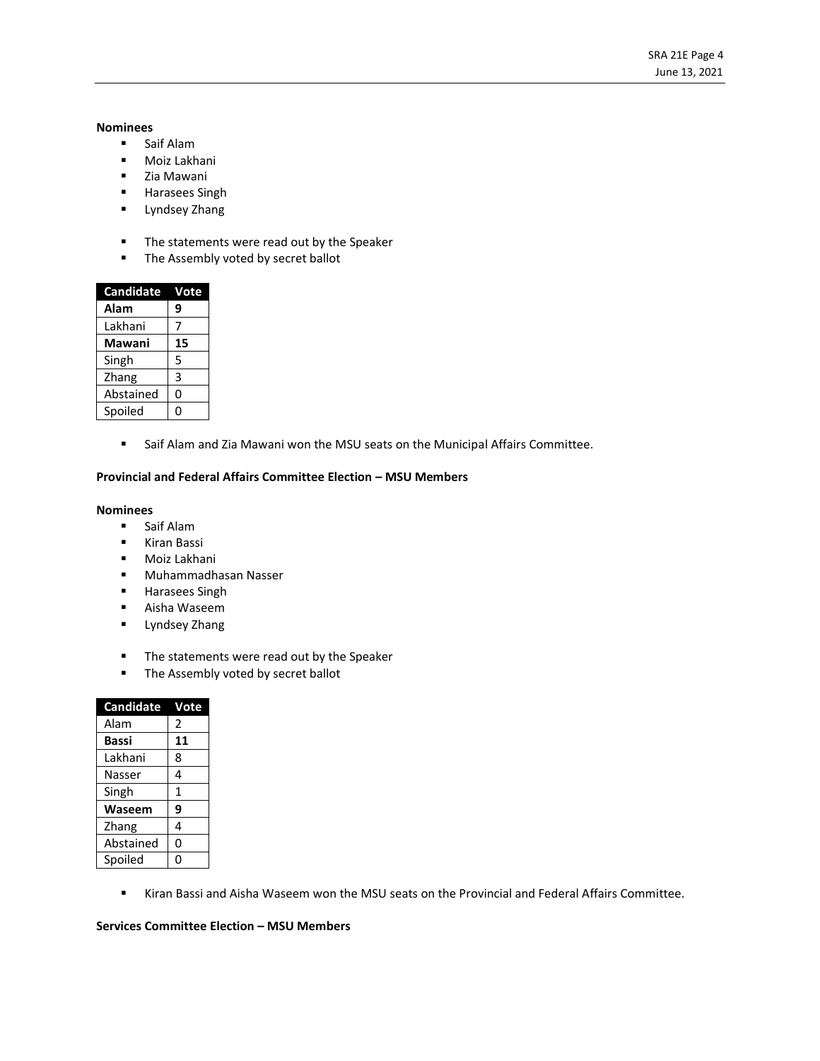**Nominees**

- Saif Alam
- Moiz Lakhani
- Zia Mawani
- Harasees Singh
- Lyndsey Zhang

- The statements were read out by the Speaker
- The Assembly voted by secret ballot

| Candidate | Vote |
|---|---|
| **Alam** | **9** |
| Lakhani | 7 |
| **Mawani** | **15** |
| Singh | 5 |
| Zhang | 3 |
| Abstained | 0 |
| Spoiled | 0 |

- Saif Alam and Zia Mawani won the MSU seats on the Municipal Affairs Committee.

**Provincial and Federal Affairs Committee Election – MSU Members**

**Nominees**

- Saif Alam
- Kiran Bassi
- Moiz Lakhani
- Muhammadhasan Nasser
- Harasees Singh
- Aisha Waseem
- Lyndsey Zhang

- The statements were read out by the Speaker
- The Assembly voted by secret ballot

| Candidate | Vote |
|---|---|
| Alam | 2 |
| **Bassi** | **11** |
| Lakhani | 8 |
| Nasser | 4 |
| Singh | 1 |
| **Waseem** | **9** |
| Zhang | 4 |
| Abstained | 0 |
| Spoiled | 0 |

- Kiran Bassi and Aisha Waseem won the MSU seats on the Provincial and Federal Affairs Committee.

**Services Committee Election – MSU Members**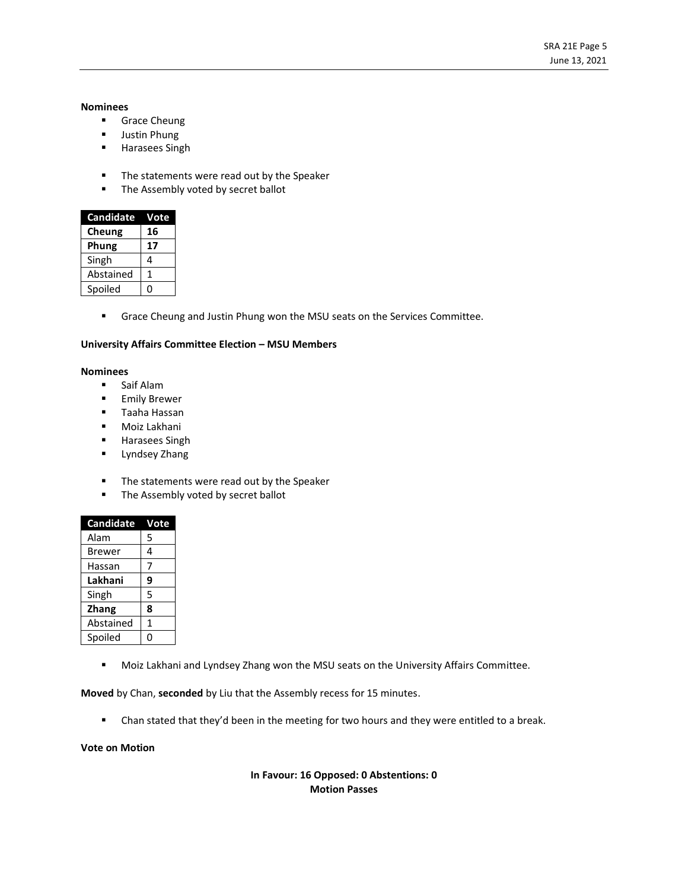**Nominees**

- Grace Cheung
- Justin Phung
- Harasees Singh

- The statements were read out by the Speaker
- The Assembly voted by secret ballot

| Candidate | Vote |
|---|---|
| **Cheung** | **16** |
| **Phung** | **17** |
| Singh | 4 |
| Abstained | 1 |
| Spoiled | 0 |

- Grace Cheung and Justin Phung won the MSU seats on the Services Committee.

**University Affairs Committee Election – MSU Members**

**Nominees**

- Saif Alam
- Emily Brewer
- Taaha Hassan
- Moiz Lakhani
- Harasees Singh
- Lyndsey Zhang

- The statements were read out by the Speaker
- The Assembly voted by secret ballot

| Candidate | Vote |
|---|---|
| Alam | 5 |
| Brewer | 4 |
| Hassan | 7 |
| **Lakhani** | **9** |
| Singh | 5 |
| **Zhang** | **8** |
| Abstained | 1 |
| Spoiled | 0 |

- Moiz Lakhani and Lyndsey Zhang won the MSU seats on the University Affairs Committee.

**Moved** by Chan, **seconded** by Liu that the Assembly recess for 15 minutes.

- Chan stated that they'd been in the meeting for two hours and they were entitled to a break.

**Vote on Motion**

**In Favour: 16 Opposed: 0 Abstentions: 0**
**Motion Passes**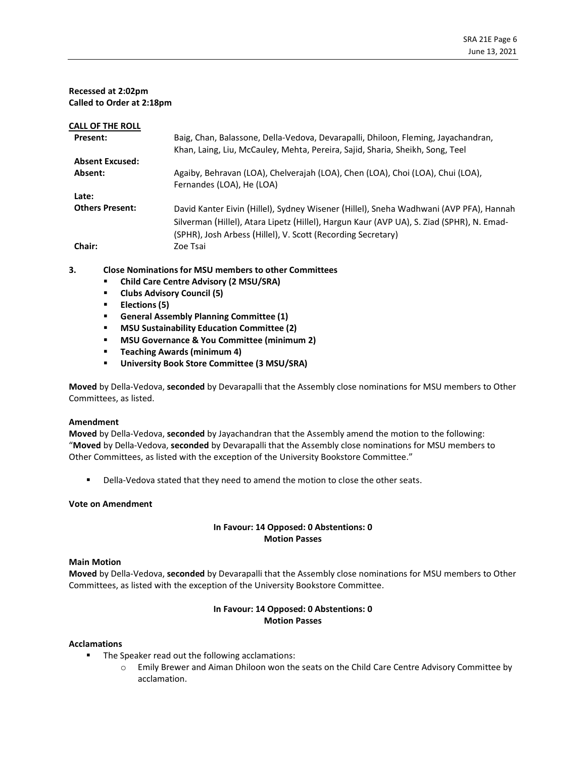**Recessed at 2:02pm**
**Called to Order at 2:18pm**

**CALL OF THE ROLL**

| | |
|---|---|
| **Present:** | Baig, Chan, Balassone, Della-Vedova, Devarapalli, Dhiloon, Fleming, Jayachandran, Khan, Laing, Liu, McCauley, Mehta, Pereira, Sajid, Sharia, Sheikh, Song, Teel |
| **Absent Excused:** | |
| **Absent:** | Agaiby, Behravan (LOA), Chelverajah (LOA), Chen (LOA), Choi (LOA), Chui (LOA), Fernandes (LOA), He (LOA) |
| **Late:** | |
| **Others Present:** | David Kanter Eivin (Hillel), Sydney Wisener (Hillel), Sneha Wadhwani (AVP PFA), Hannah Silverman (Hillel), Atara Lipetz (Hillel), Hargun Kaur (AVP UA), S. Ziad (SPHR), N. Emad-(SPHR), Josh Arbess (Hillel), V. Scott (Recording Secretary) |
| **Chair:** | Zoe Tsai |

**3. Close Nominations for MSU members to other Committees**

- **Child Care Centre Advisory (2 MSU/SRA)**
- **Clubs Advisory Council (5)**
- **Elections (5)**
- **General Assembly Planning Committee (1)**
- **MSU Sustainability Education Committee (2)**
- **MSU Governance & You Committee (minimum 2)**
- **Teaching Awards (minimum 4)**
- **University Book Store Committee (3 MSU/SRA)**

**Moved** by Della-Vedova, **seconded** by Devarapalli that the Assembly close nominations for MSU members to Other Committees, as listed.

**Amendment**
**Moved** by Della-Vedova, **seconded** by Jayachandran that the Assembly amend the motion to the following: "**Moved** by Della-Vedova, **seconded** by Devarapalli that the Assembly close nominations for MSU members to Other Committees, as listed with the exception of the University Bookstore Committee."

- Della-Vedova stated that they need to amend the motion to close the other seats.

**Vote on Amendment**

**In Favour: 14 Opposed: 0 Abstentions: 0**
**Motion Passes**

**Main Motion**
**Moved** by Della-Vedova, **seconded** by Devarapalli that the Assembly close nominations for MSU members to Other Committees, as listed with the exception of the University Bookstore Committee.

**In Favour: 14 Opposed: 0 Abstentions: 0**
**Motion Passes**

**Acclamations**

- The Speaker read out the following acclamations:
  - Emily Brewer and Aiman Dhiloon won the seats on the Child Care Centre Advisory Committee by acclamation.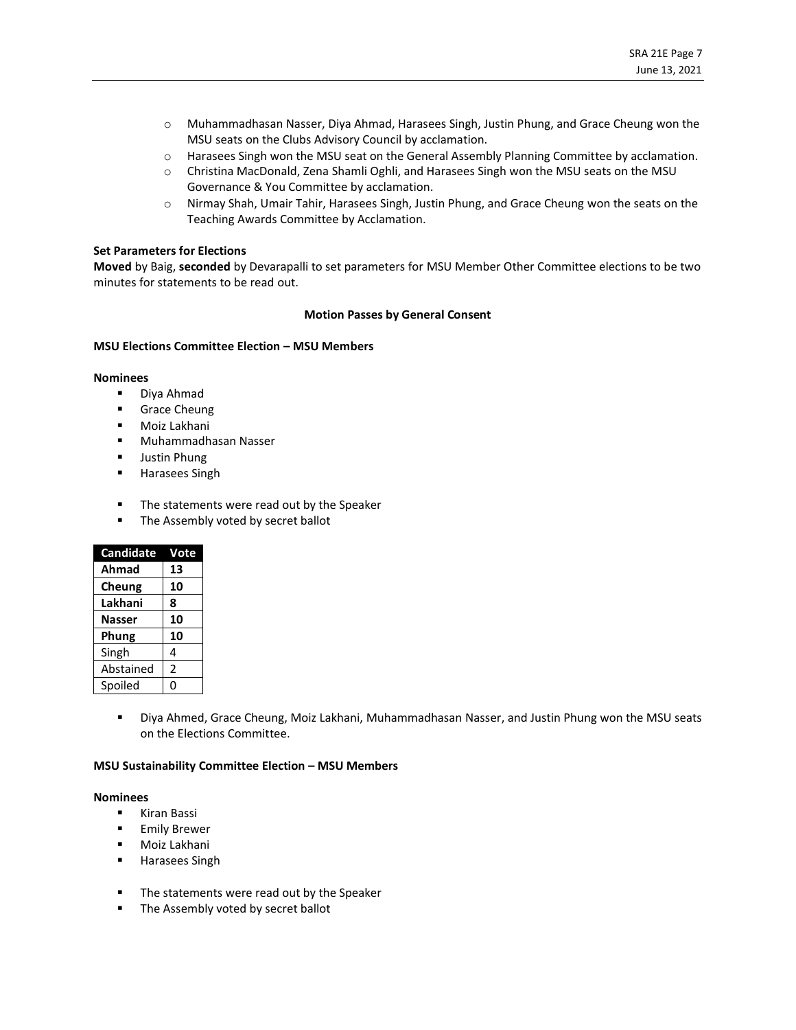- Muhammadhasan Nasser, Diya Ahmad, Harasees Singh, Justin Phung, and Grace Cheung won the MSU seats on the Clubs Advisory Council by acclamation.
- Harasees Singh won the MSU seat on the General Assembly Planning Committee by acclamation.
- Christina MacDonald, Zena Shamli Oghli, and Harasees Singh won the MSU seats on the MSU Governance & You Committee by acclamation.
- Nirmay Shah, Umair Tahir, Harasees Singh, Justin Phung, and Grace Cheung won the seats on the Teaching Awards Committee by Acclamation.

**Set Parameters for Elections**

**Moved** by Baig, **seconded** by Devarapalli to set parameters for MSU Member Other Committee elections to be two minutes for statements to be read out.

**Motion Passes by General Consent**

**MSU Elections Committee Election – MSU Members**

**Nominees**

- Diya Ahmad
- Grace Cheung
- Moiz Lakhani
- Muhammadhasan Nasser
- Justin Phung
- Harasees Singh

- The statements were read out by the Speaker
- The Assembly voted by secret ballot

| Candidate | Vote |
|---|---|
| **Ahmad** | **13** |
| **Cheung** | **10** |
| **Lakhani** | **8** |
| **Nasser** | **10** |
| **Phung** | **10** |
| Singh | 4 |
| Abstained | 2 |
| Spoiled | 0 |

- Diya Ahmed, Grace Cheung, Moiz Lakhani, Muhammadhasan Nasser, and Justin Phung won the MSU seats on the Elections Committee.

**MSU Sustainability Committee Election – MSU Members**

**Nominees**

- Kiran Bassi
- Emily Brewer
- Moiz Lakhani
- Harasees Singh

- The statements were read out by the Speaker
- The Assembly voted by secret ballot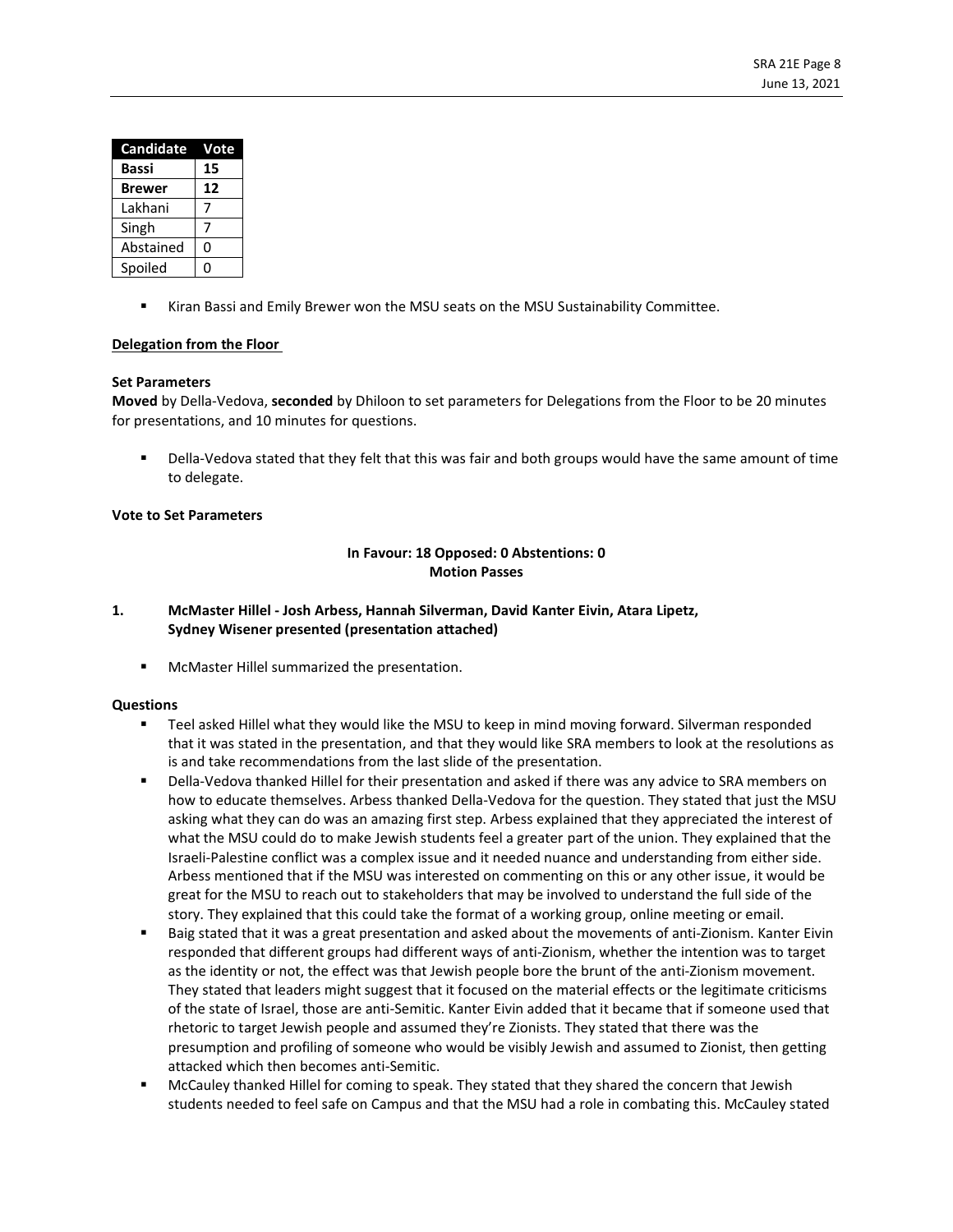| Candidate | Vote |
|---|---|
| **Bassi** | **15** |
| **Brewer** | **12** |
| Lakhani | 7 |
| Singh | 7 |
| Abstained | 0 |
| Spoiled | 0 |

- Kiran Bassi and Emily Brewer won the MSU seats on the MSU Sustainability Committee.

**Delegation from the Floor**

**Set Parameters**

**Moved** by Della-Vedova, **seconded** by Dhiloon to set parameters for Delegations from the Floor to be 20 minutes for presentations, and 10 minutes for questions.

- Della-Vedova stated that they felt that this was fair and both groups would have the same amount of time to delegate.

**Vote to Set Parameters**

**In Favour: 18 Opposed: 0 Abstentions: 0**
**Motion Passes**

**1. McMaster Hillel - Josh Arbess, Hannah Silverman, David Kanter Eivin, Atara Lipetz, Sydney Wisener presented (presentation attached)**

- McMaster Hillel summarized the presentation.

**Questions**

- Teel asked Hillel what they would like the MSU to keep in mind moving forward. Silverman responded that it was stated in the presentation, and that they would like SRA members to look at the resolutions as is and take recommendations from the last slide of the presentation.
- Della-Vedova thanked Hillel for their presentation and asked if there was any advice to SRA members on how to educate themselves. Arbess thanked Della-Vedova for the question. They stated that just the MSU asking what they can do was an amazing first step. Arbess explained that they appreciated the interest of what the MSU could do to make Jewish students feel a greater part of the union. They explained that the Israeli-Palestine conflict was a complex issue and it needed nuance and understanding from either side. Arbess mentioned that if the MSU was interested on commenting on this or any other issue, it would be great for the MSU to reach out to stakeholders that may be involved to understand the full side of the story. They explained that this could take the format of a working group, online meeting or email.
- Baig stated that it was a great presentation and asked about the movements of anti-Zionism. Kanter Eivin responded that different groups had different ways of anti-Zionism, whether the intention was to target as the identity or not, the effect was that Jewish people bore the brunt of the anti-Zionism movement. They stated that leaders might suggest that it focused on the material effects or the legitimate criticisms of the state of Israel, those are anti-Semitic. Kanter Eivin added that it became that if someone used that rhetoric to target Jewish people and assumed they're Zionists. They stated that there was the presumption and profiling of someone who would be visibly Jewish and assumed to Zionist, then getting attacked which then becomes anti-Semitic.
- McCauley thanked Hillel for coming to speak. They stated that they shared the concern that Jewish students needed to feel safe on Campus and that the MSU had a role in combating this. McCauley stated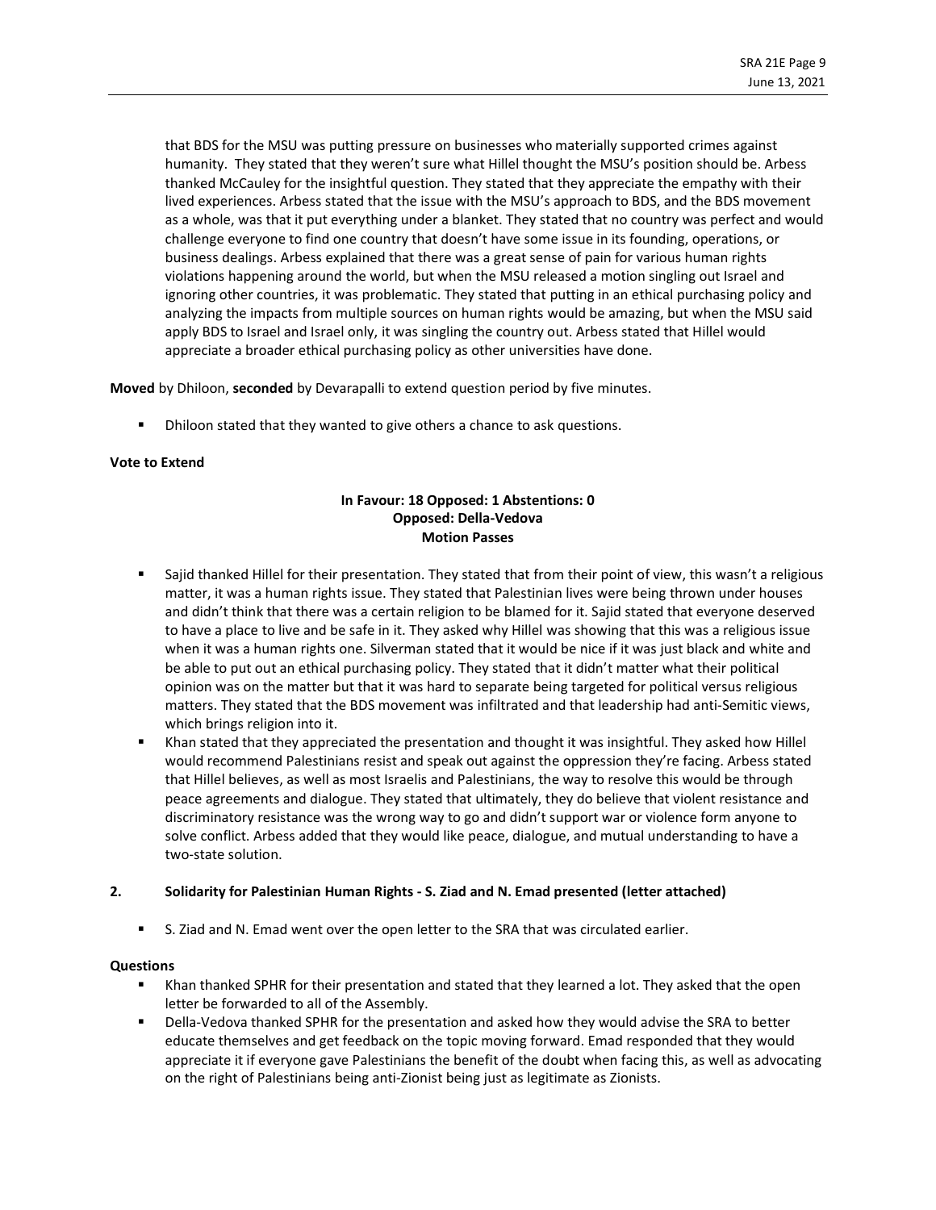that BDS for the MSU was putting pressure on businesses who materially supported crimes against humanity. They stated that they weren't sure what Hillel thought the MSU's position should be. Arbess thanked McCauley for the insightful question. They stated that they appreciate the empathy with their lived experiences. Arbess stated that the issue with the MSU's approach to BDS, and the BDS movement as a whole, was that it put everything under a blanket. They stated that no country was perfect and would challenge everyone to find one country that doesn't have some issue in its founding, operations, or business dealings. Arbess explained that there was a great sense of pain for various human rights violations happening around the world, but when the MSU released a motion singling out Israel and ignoring other countries, it was problematic. They stated that putting in an ethical purchasing policy and analyzing the impacts from multiple sources on human rights would be amazing, but when the MSU said apply BDS to Israel and Israel only, it was singling the country out. Arbess stated that Hillel would appreciate a broader ethical purchasing policy as other universities have done.

**Moved** by Dhiloon, **seconded** by Devarapalli to extend question period by five minutes.

- Dhiloon stated that they wanted to give others a chance to ask questions.

**Vote to Extend**

**In Favour: 18 Opposed: 1 Abstentions: 0**
**Opposed: Della-Vedova**
**Motion Passes**

- Sajid thanked Hillel for their presentation. They stated that from their point of view, this wasn't a religious matter, it was a human rights issue. They stated that Palestinian lives were being thrown under houses and didn't think that there was a certain religion to be blamed for it. Sajid stated that everyone deserved to have a place to live and be safe in it. They asked why Hillel was showing that this was a religious issue when it was a human rights one. Silverman stated that it would be nice if it was just black and white and be able to put out an ethical purchasing policy. They stated that it didn't matter what their political opinion was on the matter but that it was hard to separate being targeted for political versus religious matters. They stated that the BDS movement was infiltrated and that leadership had anti-Semitic views, which brings religion into it.
- Khan stated that they appreciated the presentation and thought it was insightful. They asked how Hillel would recommend Palestinians resist and speak out against the oppression they're facing. Arbess stated that Hillel believes, as well as most Israelis and Palestinians, the way to resolve this would be through peace agreements and dialogue. They stated that ultimately, they do believe that violent resistance and discriminatory resistance was the wrong way to go and didn't support war or violence form anyone to solve conflict. Arbess added that they would like peace, dialogue, and mutual understanding to have a two-state solution.

**2. Solidarity for Palestinian Human Rights - S. Ziad and N. Emad presented (letter attached)**

- S. Ziad and N. Emad went over the open letter to the SRA that was circulated earlier.

**Questions**

- Khan thanked SPHR for their presentation and stated that they learned a lot. They asked that the open letter be forwarded to all of the Assembly.
- Della-Vedova thanked SPHR for the presentation and asked how they would advise the SRA to better educate themselves and get feedback on the topic moving forward. Emad responded that they would appreciate it if everyone gave Palestinians the benefit of the doubt when facing this, as well as advocating on the right of Palestinians being anti-Zionist being just as legitimate as Zionists.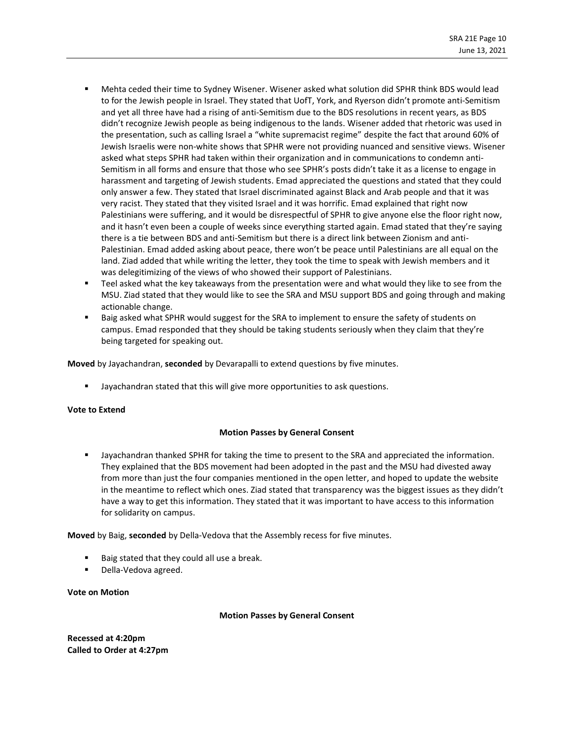- Mehta ceded their time to Sydney Wisener. Wisener asked what solution did SPHR think BDS would lead to for the Jewish people in Israel. They stated that UofT, York, and Ryerson didn't promote anti-Semitism and yet all three have had a rising of anti-Semitism due to the BDS resolutions in recent years, as BDS didn't recognize Jewish people as being indigenous to the lands. Wisener added that rhetoric was used in the presentation, such as calling Israel a "white supremacist regime" despite the fact that around 60% of Jewish Israelis were non-white shows that SPHR were not providing nuanced and sensitive views. Wisener asked what steps SPHR had taken within their organization and in communications to condemn anti-Semitism in all forms and ensure that those who see SPHR's posts didn't take it as a license to engage in harassment and targeting of Jewish students. Emad appreciated the questions and stated that they could only answer a few. They stated that Israel discriminated against Black and Arab people and that it was very racist. They stated that they visited Israel and it was horrific. Emad explained that right now Palestinians were suffering, and it would be disrespectful of SPHR to give anyone else the floor right now, and it hasn't even been a couple of weeks since everything started again. Emad stated that they're saying there is a tie between BDS and anti-Semitism but there is a direct link between Zionism and anti-Palestinian. Emad added asking about peace, there won't be peace until Palestinians are all equal on the land. Ziad added that while writing the letter, they took the time to speak with Jewish members and it was delegitimizing of the views of who showed their support of Palestinians.
- Teel asked what the key takeaways from the presentation were and what would they like to see from the MSU. Ziad stated that they would like to see the SRA and MSU support BDS and going through and making actionable change.
- Baig asked what SPHR would suggest for the SRA to implement to ensure the safety of students on campus. Emad responded that they should be taking students seriously when they claim that they're being targeted for speaking out.

**Moved** by Jayachandran, **seconded** by Devarapalli to extend questions by five minutes.

- Jayachandran stated that this will give more opportunities to ask questions.

**Vote to Extend**

**Motion Passes by General Consent**

- Jayachandran thanked SPHR for taking the time to present to the SRA and appreciated the information. They explained that the BDS movement had been adopted in the past and the MSU had divested away from more than just the four companies mentioned in the open letter, and hoped to update the website in the meantime to reflect which ones. Ziad stated that transparency was the biggest issues as they didn't have a way to get this information. They stated that it was important to have access to this information for solidarity on campus.

**Moved** by Baig, **seconded** by Della-Vedova that the Assembly recess for five minutes.

- Baig stated that they could all use a break.
- Della-Vedova agreed.

**Vote on Motion**

**Motion Passes by General Consent**

**Recessed at 4:20pm**
**Called to Order at 4:27pm**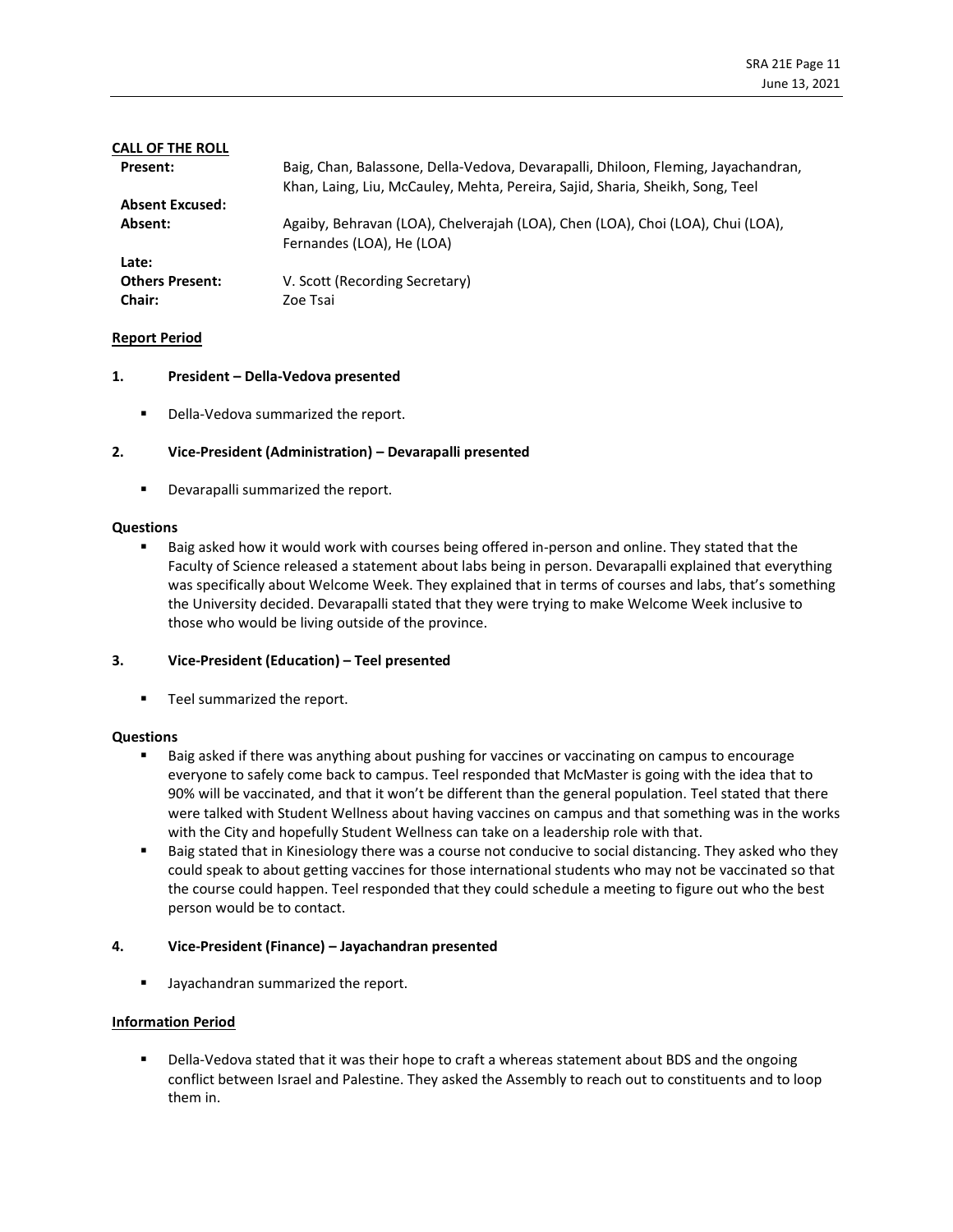**CALL OF THE ROLL**

| | |
|---|---|
| **Present:** | Baig, Chan, Balassone, Della-Vedova, Devarapalli, Dhiloon, Fleming, Jayachandran, Khan, Laing, Liu, McCauley, Mehta, Pereira, Sajid, Sharia, Sheikh, Song, Teel |
| **Absent Excused:** | |
| **Absent:** | Agaiby, Behravan (LOA), Chelverajah (LOA), Chen (LOA), Choi (LOA), Chui (LOA), Fernandes (LOA), He (LOA) |
| **Late:** | |
| **Others Present:** | V. Scott (Recording Secretary) |
| **Chair:** | Zoe Tsai |

**Report Period**

**1. President – Della-Vedova presented**

- Della-Vedova summarized the report.

**2. Vice-President (Administration) – Devarapalli presented**

- Devarapalli summarized the report.

**Questions**

- Baig asked how it would work with courses being offered in-person and online. They stated that the Faculty of Science released a statement about labs being in person. Devarapalli explained that everything was specifically about Welcome Week. They explained that in terms of courses and labs, that's something the University decided. Devarapalli stated that they were trying to make Welcome Week inclusive to those who would be living outside of the province.

**3. Vice-President (Education) – Teel presented**

- Teel summarized the report.

**Questions**

- Baig asked if there was anything about pushing for vaccines or vaccinating on campus to encourage everyone to safely come back to campus. Teel responded that McMaster is going with the idea that to 90% will be vaccinated, and that it won't be different than the general population. Teel stated that there were talked with Student Wellness about having vaccines on campus and that something was in the works with the City and hopefully Student Wellness can take on a leadership role with that.
- Baig stated that in Kinesiology there was a course not conducive to social distancing. They asked who they could speak to about getting vaccines for those international students who may not be vaccinated so that the course could happen. Teel responded that they could schedule a meeting to figure out who the best person would be to contact.

**4. Vice-President (Finance) – Jayachandran presented**

- Jayachandran summarized the report.

**Information Period**

- Della-Vedova stated that it was their hope to craft a whereas statement about BDS and the ongoing conflict between Israel and Palestine. They asked the Assembly to reach out to constituents and to loop them in.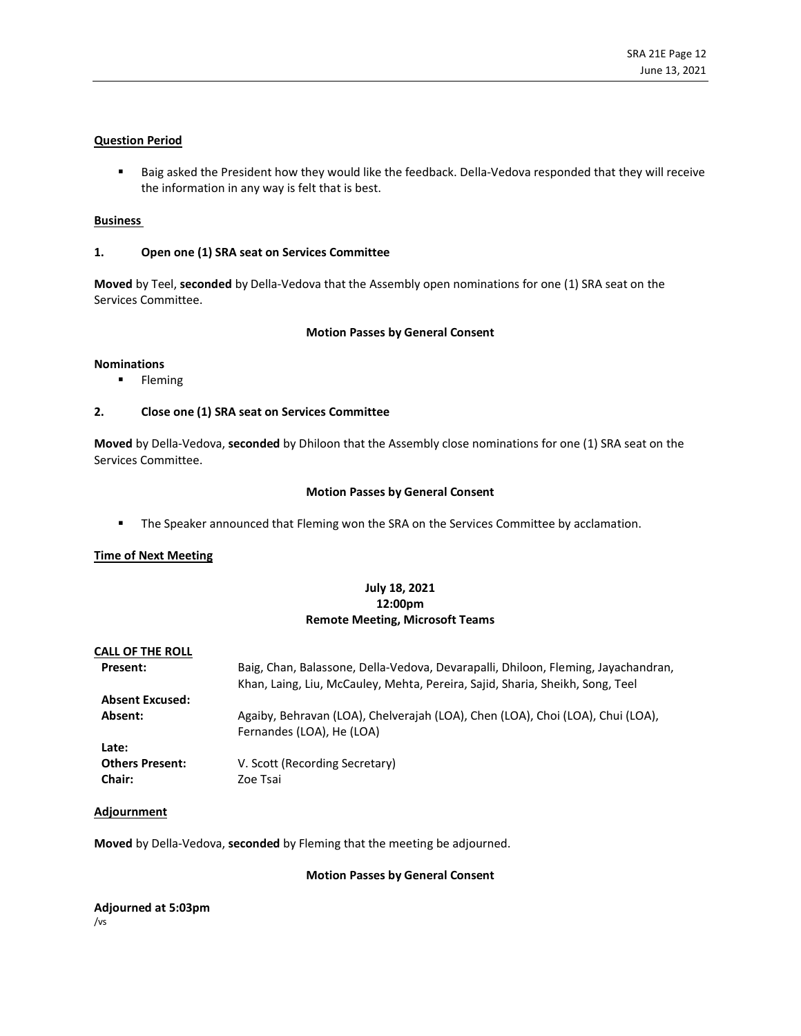**Question Period**

- Baig asked the President how they would like the feedback. Della-Vedova responded that they will receive the information in any way is felt that is best.

**Business**

**1. Open one (1) SRA seat on Services Committee**

**Moved** by Teel, **seconded** by Della-Vedova that the Assembly open nominations for one (1) SRA seat on the Services Committee.

**Motion Passes by General Consent**

**Nominations**

- Fleming

**2. Close one (1) SRA seat on Services Committee**

**Moved** by Della-Vedova, **seconded** by Dhiloon that the Assembly close nominations for one (1) SRA seat on the Services Committee.

**Motion Passes by General Consent**

- The Speaker announced that Fleming won the SRA on the Services Committee by acclamation.

**Time of Next Meeting**

**July 18, 2021**
**12:00pm**
**Remote Meeting, Microsoft Teams**

**CALL OF THE ROLL**

| | |
|---|---|
| **Present:** | Baig, Chan, Balassone, Della-Vedova, Devarapalli, Dhiloon, Fleming, Jayachandran, Khan, Laing, Liu, McCauley, Mehta, Pereira, Sajid, Sharia, Sheikh, Song, Teel |
| **Absent Excused:** | |
| **Absent:** | Agaiby, Behravan (LOA), Chelverajah (LOA), Chen (LOA), Choi (LOA), Chui (LOA), Fernandes (LOA), He (LOA) |
| **Late:** | |
| **Others Present:** | V. Scott (Recording Secretary) |
| **Chair:** | Zoe Tsai |

**Adjournment**

**Moved** by Della-Vedova, **seconded** by Fleming that the meeting be adjourned.

**Motion Passes by General Consent**

**Adjourned at 5:03pm**
/vs